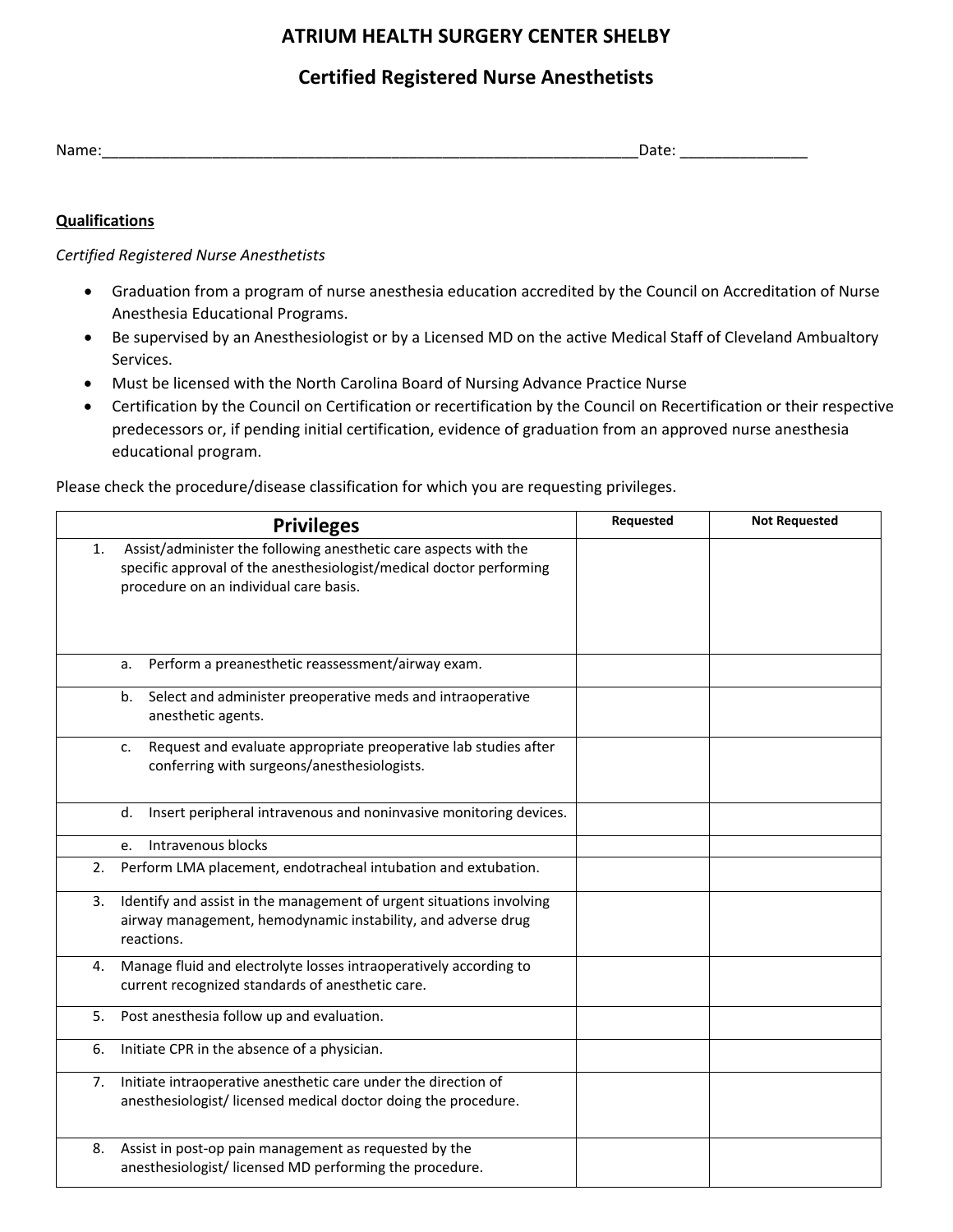# ATRIUM HEALTH SURGERY CENTER SHELBY

## Certified Registered Nurse Anesthetists

Name:_________________________________________________________________Date: _______________

**Qualifications**

*Certified Registered Nurse Anesthetists*

- Graduation from a program of nurse anesthesia education accredited by the Council on Accreditation of Nurse Anesthesia Educational Programs.
- Be supervised by an Anesthesiologist or by a Licensed MD on the active Medical Staff of Cleveland Ambualtory Services.
- Must be licensed with the North Carolina Board of Nursing Advance Practice Nurse
- Certification by the Council on Certification or recertification by the Council on Recertification or their respective predecessors or, if pending initial certification, evidence of graduation from an approved nurse anesthesia educational program.

Please check the procedure/disease classification for which you are requesting privileges.

| Privileges | Requested | Not Requested |
|---|---|---|
| 1. Assist/administer the following anesthetic care aspects with the specific approval of the anesthesiologist/medical doctor performing procedure on an individual care basis. | | |
| a. Perform a preanesthetic reassessment/airway exam. | | |
| b. Select and administer preoperative meds and intraoperative anesthetic agents. | | |
| c. Request and evaluate appropriate preoperative lab studies after conferring with surgeons/anesthesiologists. | | |
| d. Insert peripheral intravenous and noninvasive monitoring devices. | | |
| e. Intravenous blocks | | |
| 2. Perform LMA placement, endotracheal intubation and extubation. | | |
| 3. Identify and assist in the management of urgent situations involving airway management, hemodynamic instability, and adverse drug reactions. | | |
| 4. Manage fluid and electrolyte losses intraoperatively according to current recognized standards of anesthetic care. | | |
| 5. Post anesthesia follow up and evaluation. | | |
| 6. Initiate CPR in the absence of a physician. | | |
| 7. Initiate intraoperative anesthetic care under the direction of anesthesiologist/ licensed medical doctor doing the procedure. | | |
| 8. Assist in post-op pain management as requested by the anesthesiologist/ licensed MD performing the procedure. | | |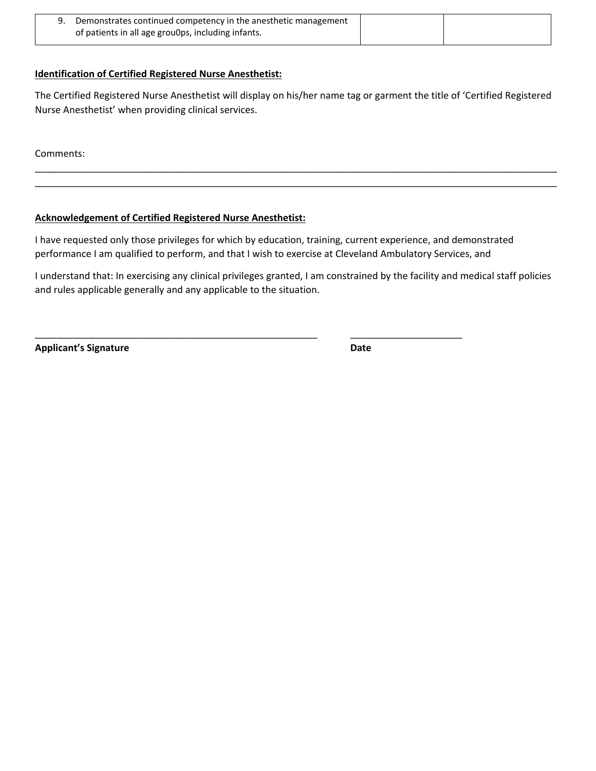| | | |
|---|---|---|
| 9. Demonstrates continued competency in the anesthetic management of patients in all age grou0ps, including infants. | | |

**Identification of Certified Registered Nurse Anesthetist:**

The Certified Registered Nurse Anesthetist will display on his/her name tag or garment the title of 'Certified Registered Nurse Anesthetist' when providing clinical services.

Comments:

_____________________________________________________________________________________________

_____________________________________________________________________________________________

**Acknowledgement of Certified Registered Nurse Anesthetist:**

I have requested only those privileges for which by education, training, current experience, and demonstrated performance I am qualified to perform, and that I wish to exercise at Cleveland Ambulatory Services, and

I understand that: In exercising any clinical privileges granted, I am constrained by the facility and medical staff policies and rules applicable generally and any applicable to the situation.

__________________________________________________ ____________________

**Applicant's Signature** **Date**